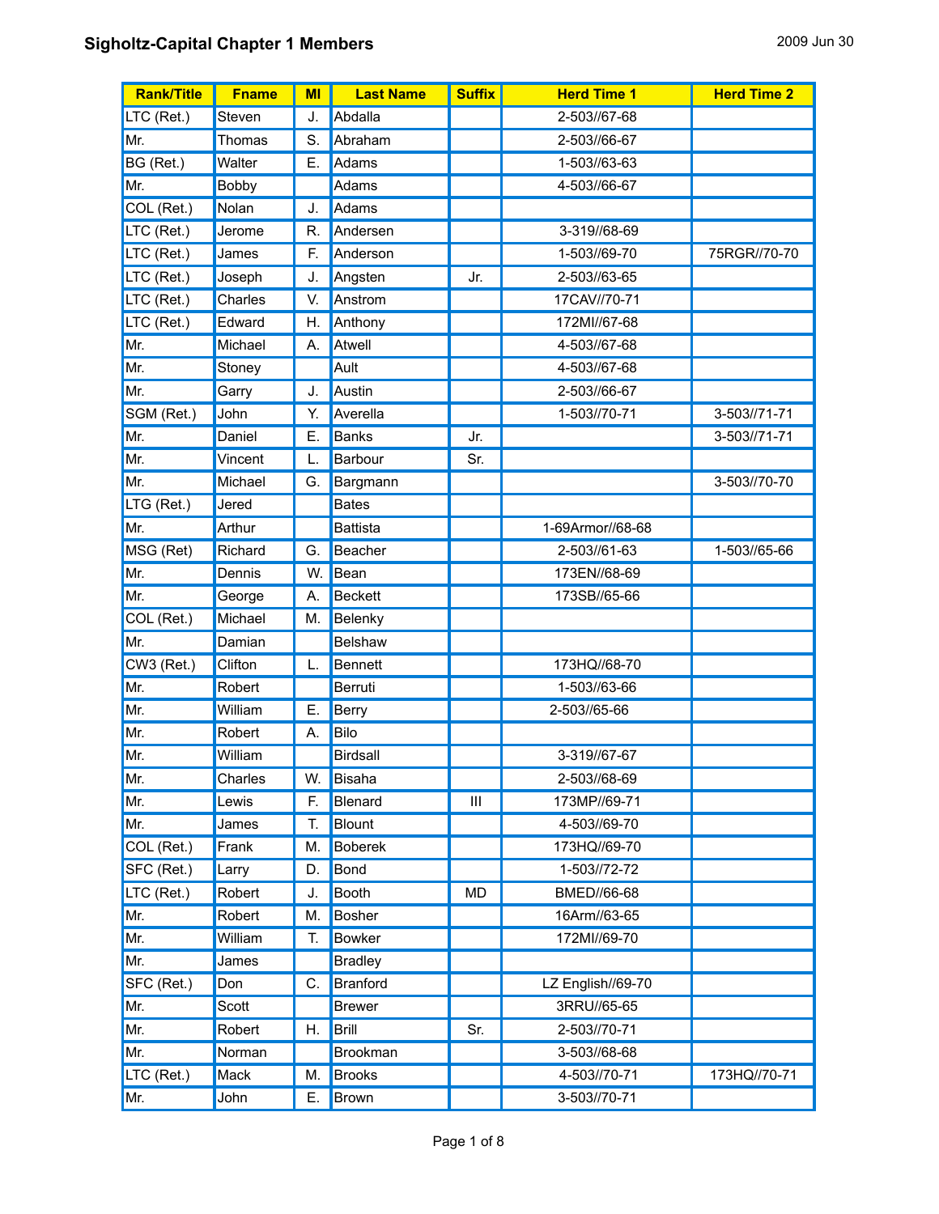# Sigholtz-Capital Chapter 1 Members

2009 Jun 30

| Rank/Title | Fname | MI | Last Name | Suffix | Herd Time 1 | Herd Time 2 |
|---|---|---|---|---|---|---|
| LTC (Ret.) | Steven | J. | Abdalla | | 2-503//67-68 | |
| Mr. | Thomas | S. | Abraham | | 2-503//66-67 | |
| BG (Ret.) | Walter | E. | Adams | | 1-503//63-63 | |
| Mr. | Bobby | | Adams | | 4-503//66-67 | |
| COL (Ret.) | Nolan | J. | Adams | | | |
| LTC (Ret.) | Jerome | R. | Andersen | | 3-319//68-69 | |
| LTC (Ret.) | James | F. | Anderson | | 1-503//69-70 | 75RGR//70-70 |
| LTC (Ret.) | Joseph | J. | Angsten | Jr. | 2-503//63-65 | |
| LTC (Ret.) | Charles | V. | Anstrom | | 17CAV//70-71 | |
| LTC (Ret.) | Edward | H. | Anthony | | 172MI//67-68 | |
| Mr. | Michael | A. | Atwell | | 4-503//67-68 | |
| Mr. | Stoney | | Ault | | 4-503//67-68 | |
| Mr. | Garry | J. | Austin | | 2-503//66-67 | |
| SGM (Ret.) | John | Y. | Averella | | 1-503//70-71 | 3-503//71-71 |
| Mr. | Daniel | E. | Banks | Jr. | | 3-503//71-71 |
| Mr. | Vincent | L. | Barbour | Sr. | | |
| Mr. | Michael | G. | Bargmann | | | 3-503//70-70 |
| LTG (Ret.) | Jered | | Bates | | | |
| Mr. | Arthur | | Battista | | 1-69Armor//68-68 | |
| MSG (Ret) | Richard | G. | Beacher | | 2-503//61-63 | 1-503//65-66 |
| Mr. | Dennis | W. | Bean | | 173EN//68-69 | |
| Mr. | George | A. | Beckett | | 173SB//65-66 | |
| COL (Ret.) | Michael | M. | Belenky | | | |
| Mr. | Damian | | Belshaw | | | |
| CW3 (Ret.) | Clifton | L. | Bennett | | 173HQ//68-70 | |
| Mr. | Robert | | Berruti | | 1-503//63-66 | |
| Mr. | William | E. | Berry | | 2-503//65-66 | |
| Mr. | Robert | A. | Bilo | | | |
| Mr. | William | | Birdsall | | 3-319//67-67 | |
| Mr. | Charles | W. | Bisaha | | 2-503//68-69 | |
| Mr. | Lewis | F. | Blenard | III | 173MP//69-71 | |
| Mr. | James | T. | Blount | | 4-503//69-70 | |
| COL (Ret.) | Frank | M. | Boberek | | 173HQ//69-70 | |
| SFC (Ret.) | Larry | D. | Bond | | 1-503//72-72 | |
| LTC (Ret.) | Robert | J. | Booth | MD | BMED//66-68 | |
| Mr. | Robert | M. | Bosher | | 16Arm//63-65 | |
| Mr. | William | T. | Bowker | | 172MI//69-70 | |
| Mr. | James | | Bradley | | | |
| SFC (Ret.) | Don | C. | Branford | | LZ English//69-70 | |
| Mr. | Scott | | Brewer | | 3RRU//65-65 | |
| Mr. | Robert | H. | Brill | Sr. | 2-503//70-71 | |
| Mr. | Norman | | Brookman | | 3-503//68-68 | |
| LTC (Ret.) | Mack | M. | Brooks | | 4-503//70-71 | 173HQ//70-71 |
| Mr. | John | E. | Brown | | 3-503//70-71 | |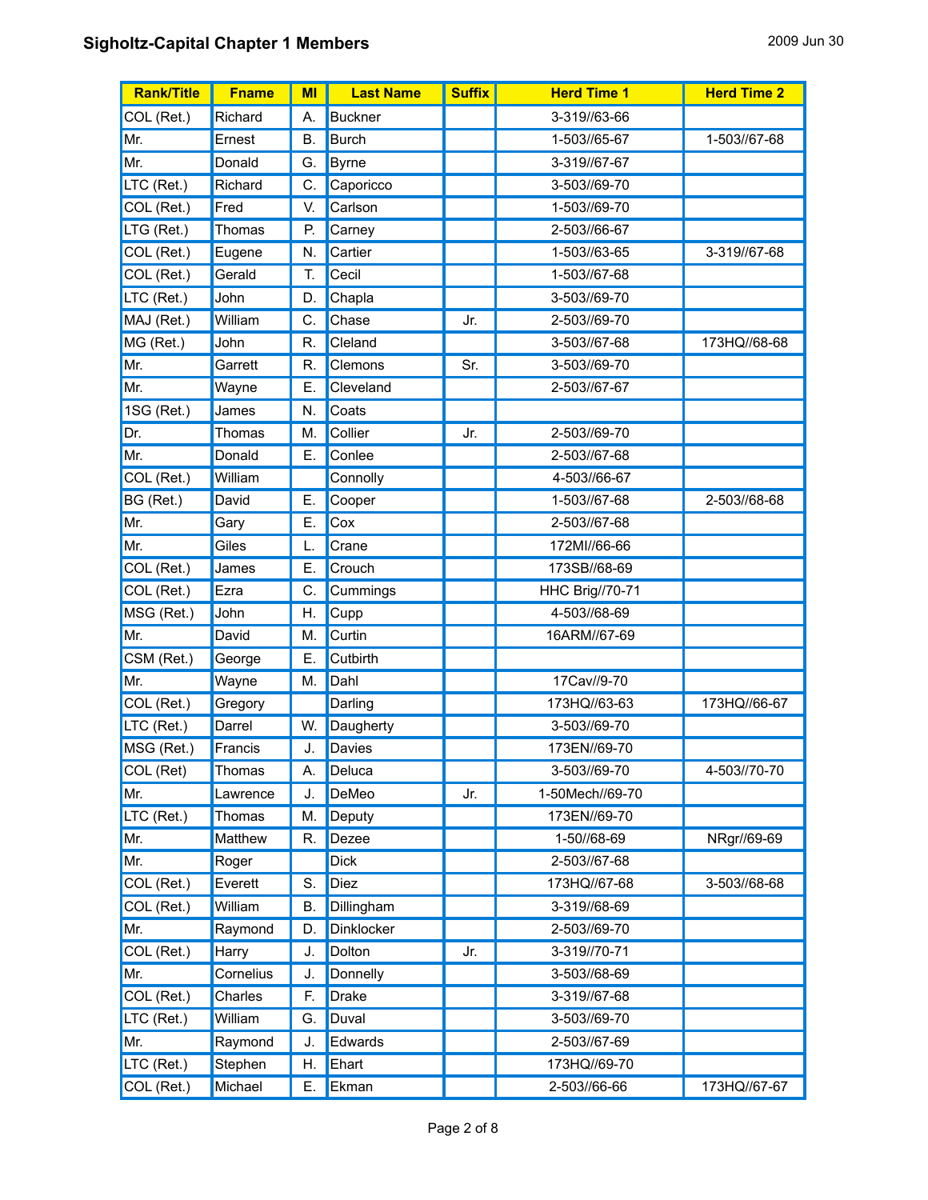## Sigholtz-Capital Chapter 1 Members

2009 Jun 30

| Rank/Title | Fname | MI | Last Name | Suffix | Herd Time 1 | Herd Time 2 |
|---|---|---|---|---|---|---|
| COL (Ret.) | Richard | A. | Buckner | | 3-319//63-66 | |
| Mr. | Ernest | B. | Burch | | 1-503//65-67 | 1-503//67-68 |
| Mr. | Donald | G. | Byrne | | 3-319//67-67 | |
| LTC (Ret.) | Richard | C. | Caporicco | | 3-503//69-70 | |
| COL (Ret.) | Fred | V. | Carlson | | 1-503//69-70 | |
| LTG (Ret.) | Thomas | P. | Carney | | 2-503//66-67 | |
| COL (Ret.) | Eugene | N. | Cartier | | 1-503//63-65 | 3-319//67-68 |
| COL (Ret.) | Gerald | T. | Cecil | | 1-503//67-68 | |
| LTC (Ret.) | John | D. | Chapla | | 3-503//69-70 | |
| MAJ (Ret.) | William | C. | Chase | Jr. | 2-503//69-70 | |
| MG (Ret.) | John | R. | Cleland | | 3-503//67-68 | 173HQ//68-68 |
| Mr. | Garrett | R. | Clemons | Sr. | 3-503//69-70 | |
| Mr. | Wayne | E. | Cleveland | | 2-503//67-67 | |
| 1SG (Ret.) | James | N. | Coats | | | |
| Dr. | Thomas | M. | Collier | Jr. | 2-503//69-70 | |
| Mr. | Donald | E. | Conlee | | 2-503//67-68 | |
| COL (Ret.) | William | | Connolly | | 4-503//66-67 | |
| BG (Ret.) | David | E. | Cooper | | 1-503//67-68 | 2-503//68-68 |
| Mr. | Gary | E. | Cox | | 2-503//67-68 | |
| Mr. | Giles | L. | Crane | | 172MI//66-66 | |
| COL (Ret.) | James | E. | Crouch | | 173SB//68-69 | |
| COL (Ret.) | Ezra | C. | Cummings | | HHC Brig//70-71 | |
| MSG (Ret.) | John | H. | Cupp | | 4-503//68-69 | |
| Mr. | David | M. | Curtin | | 16ARM//67-69 | |
| CSM (Ret.) | George | E. | Cutbirth | | | |
| Mr. | Wayne | M. | Dahl | | 17Cav//9-70 | |
| COL (Ret.) | Gregory | | Darling | | 173HQ//63-63 | 173HQ//66-67 |
| LTC (Ret.) | Darrel | W. | Daugherty | | 3-503//69-70 | |
| MSG (Ret.) | Francis | J. | Davies | | 173EN//69-70 | |
| COL (Ret) | Thomas | A. | Deluca | | 3-503//69-70 | 4-503//70-70 |
| Mr. | Lawrence | J. | DeMeo | Jr. | 1-50Mech//69-70 | |
| LTC (Ret.) | Thomas | M. | Deputy | | 173EN//69-70 | |
| Mr. | Matthew | R. | Dezee | | 1-50//68-69 | NRgr//69-69 |
| Mr. | Roger | | Dick | | 2-503//67-68 | |
| COL (Ret.) | Everett | S. | Diez | | 173HQ//67-68 | 3-503//68-68 |
| COL (Ret.) | William | B. | Dillingham | | 3-319//68-69 | |
| Mr. | Raymond | D. | Dinklocker | | 2-503//69-70 | |
| COL (Ret.) | Harry | J. | Dolton | Jr. | 3-319//70-71 | |
| Mr. | Cornelius | J. | Donnelly | | 3-503//68-69 | |
| COL (Ret.) | Charles | F. | Drake | | 3-319//67-68 | |
| LTC (Ret.) | William | G. | Duval | | 3-503//69-70 | |
| Mr. | Raymond | J. | Edwards | | 2-503//67-69 | |
| LTC (Ret.) | Stephen | H. | Ehart | | 173HQ//69-70 | |
| COL (Ret.) | Michael | E. | Ekman | | 2-503//66-66 | 173HQ//67-67 |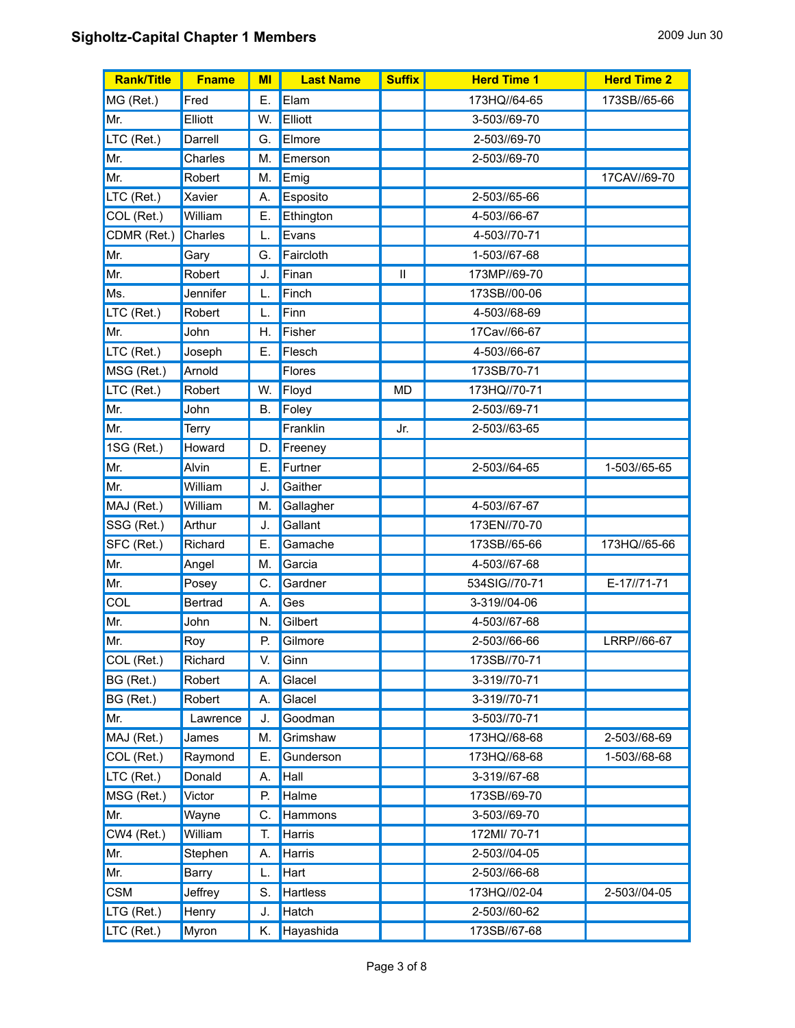# Sigholtz-Capital Chapter 1 Members

2009 Jun 30

| Rank/Title | Fname | MI | Last Name | Suffix | Herd Time 1 | Herd Time 2 |
|---|---|---|---|---|---|---|
| MG (Ret.) | Fred | E. | Elam | | 173HQ//64-65 | 173SB//65-66 |
| Mr. | Elliott | W. | Elliott | | 3-503//69-70 | |
| LTC (Ret.) | Darrell | G. | Elmore | | 2-503//69-70 | |
| Mr. | Charles | M. | Emerson | | 2-503//69-70 | |
| Mr. | Robert | M. | Emig | | | 17CAV//69-70 |
| LTC (Ret.) | Xavier | A. | Esposito | | 2-503//65-66 | |
| COL (Ret.) | William | E. | Ethington | | 4-503//66-67 | |
| CDMR (Ret.) | Charles | L. | Evans | | 4-503//70-71 | |
| Mr. | Gary | G. | Faircloth | | 1-503//67-68 | |
| Mr. | Robert | J. | Finan | II | 173MP//69-70 | |
| Ms. | Jennifer | L. | Finch | | 173SB//00-06 | |
| LTC (Ret.) | Robert | L. | Finn | | 4-503//68-69 | |
| Mr. | John | H. | Fisher | | 17Cav//66-67 | |
| LTC (Ret.) | Joseph | E. | Flesch | | 4-503//66-67 | |
| MSG (Ret.) | Arnold | | Flores | | 173SB/70-71 | |
| LTC (Ret.) | Robert | W. | Floyd | MD | 173HQ//70-71 | |
| Mr. | John | B. | Foley | | 2-503//69-71 | |
| Mr. | Terry | | Franklin | Jr. | 2-503//63-65 | |
| 1SG (Ret.) | Howard | D. | Freeney | | | |
| Mr. | Alvin | E. | Furtner | | 2-503//64-65 | 1-503//65-65 |
| Mr. | William | J. | Gaither | | | |
| MAJ (Ret.) | William | M. | Gallagher | | 4-503//67-67 | |
| SSG (Ret.) | Arthur | J. | Gallant | | 173EN//70-70 | |
| SFC (Ret.) | Richard | E. | Gamache | | 173SB//65-66 | 173HQ//65-66 |
| Mr. | Angel | M. | Garcia | | 4-503//67-68 | |
| Mr. | Posey | C. | Gardner | | 534SIG//70-71 | E-17//71-71 |
| COL | Bertrad | A. | Ges | | 3-319//04-06 | |
| Mr. | John | N. | Gilbert | | 4-503//67-68 | |
| Mr. | Roy | P. | Gilmore | | 2-503//66-66 | LRRP//66-67 |
| COL (Ret.) | Richard | V. | Ginn | | 173SB//70-71 | |
| BG (Ret.) | Robert | A. | Glacel | | 3-319//70-71 | |
| BG (Ret.) | Robert | A. | Glacel | | 3-319//70-71 | |
| Mr. | Lawrence | J. | Goodman | | 3-503//70-71 | |
| MAJ (Ret.) | James | M. | Grimshaw | | 173HQ//68-68 | 2-503//68-69 |
| COL (Ret.) | Raymond | E. | Gunderson | | 173HQ//68-68 | 1-503//68-68 |
| LTC (Ret.) | Donald | A. | Hall | | 3-319//67-68 | |
| MSG (Ret.) | Victor | P. | Halme | | 173SB//69-70 | |
| Mr. | Wayne | C. | Hammons | | 3-503//69-70 | |
| CW4 (Ret.) | William | T. | Harris | | 172MI/ 70-71 | |
| Mr. | Stephen | A. | Harris | | 2-503//04-05 | |
| Mr. | Barry | L. | Hart | | 2-503//66-68 | |
| CSM | Jeffrey | S. | Hartless | | 173HQ//02-04 | 2-503//04-05 |
| LTG (Ret.) | Henry | J. | Hatch | | 2-503//60-62 | |
| LTC (Ret.) | Myron | K. | Hayashida | | 173SB//67-68 | |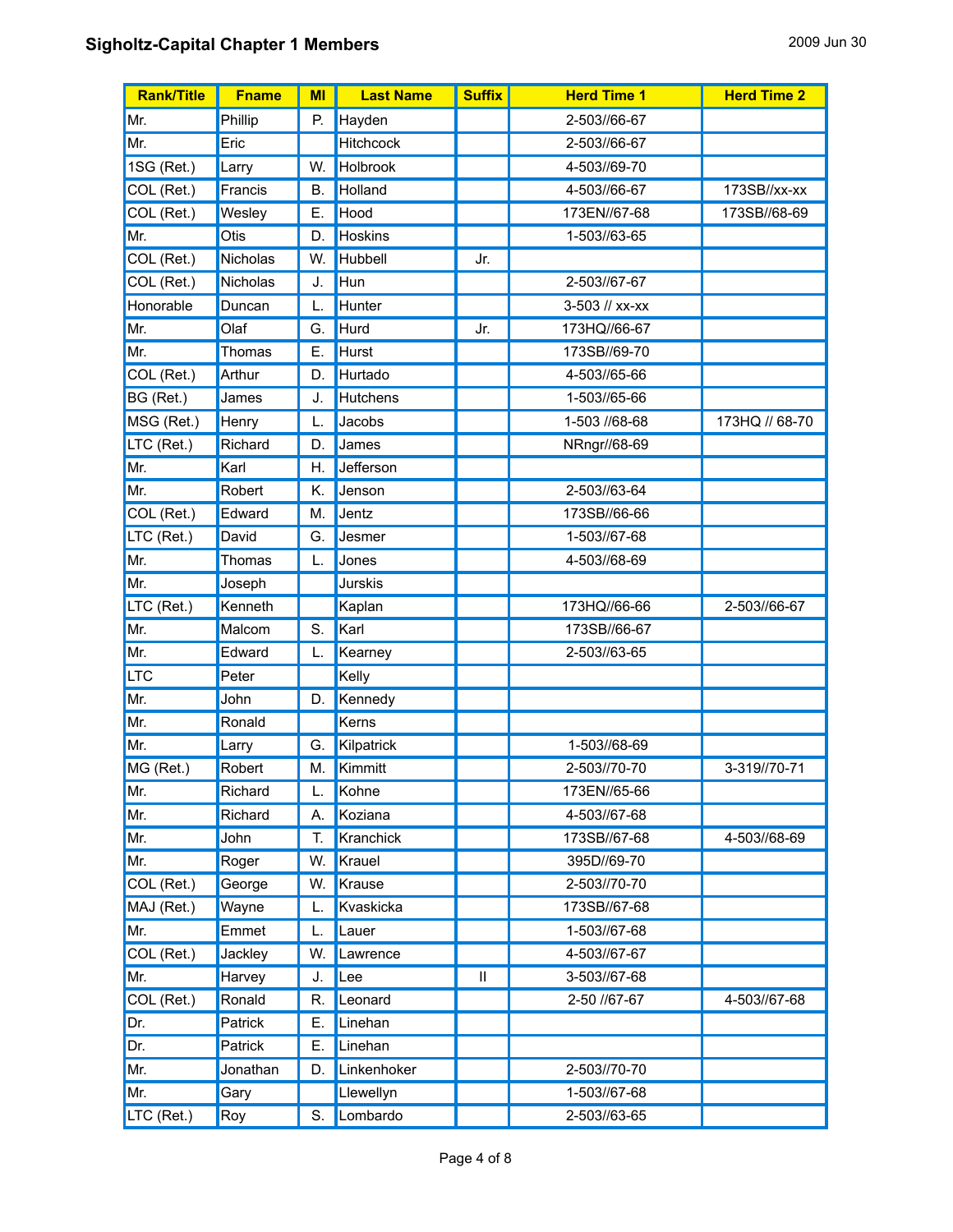## Sigholtz-Capital Chapter 1 Members

2009 Jun 30

| Rank/Title | Fname | MI | Last Name | Suffix | Herd Time 1 | Herd Time 2 |
|---|---|---|---|---|---|---|
| Mr. | Phillip | P. | Hayden | | 2-503//66-67 | |
| Mr. | Eric | | Hitchcock | | 2-503//66-67 | |
| 1SG (Ret.) | Larry | W. | Holbrook | | 4-503//69-70 | |
| COL (Ret.) | Francis | B. | Holland | | 4-503//66-67 | 173SB//xx-xx |
| COL (Ret.) | Wesley | E. | Hood | | 173EN//67-68 | 173SB//68-69 |
| Mr. | Otis | D. | Hoskins | | 1-503//63-65 | |
| COL (Ret.) | Nicholas | W. | Hubbell | Jr. | | |
| COL (Ret.) | Nicholas | J. | Hun | | 2-503//67-67 | |
| Honorable | Duncan | L. | Hunter | | 3-503 // xx-xx | |
| Mr. | Olaf | G. | Hurd | Jr. | 173HQ//66-67 | |
| Mr. | Thomas | E. | Hurst | | 173SB//69-70 | |
| COL (Ret.) | Arthur | D. | Hurtado | | 4-503//65-66 | |
| BG (Ret.) | James | J. | Hutchens | | 1-503//65-66 | |
| MSG (Ret.) | Henry | L. | Jacobs | | 1-503 //68-68 | 173HQ // 68-70 |
| LTC (Ret.) | Richard | D. | James | | NRngr//68-69 | |
| Mr. | Karl | H. | Jefferson | | | |
| Mr. | Robert | K. | Jenson | | 2-503//63-64 | |
| COL (Ret.) | Edward | M. | Jentz | | 173SB//66-66 | |
| LTC (Ret.) | David | G. | Jesmer | | 1-503//67-68 | |
| Mr. | Thomas | L. | Jones | | 4-503//68-69 | |
| Mr. | Joseph | | Jurskis | | | |
| LTC (Ret.) | Kenneth | | Kaplan | | 173HQ//66-66 | 2-503//66-67 |
| Mr. | Malcom | S. | Karl | | 173SB//66-67 | |
| Mr. | Edward | L. | Kearney | | 2-503//63-65 | |
| LTC | Peter | | Kelly | | | |
| Mr. | John | D. | Kennedy | | | |
| Mr. | Ronald | | Kerns | | | |
| Mr. | Larry | G. | Kilpatrick | | 1-503//68-69 | |
| MG (Ret.) | Robert | M. | Kimmitt | | 2-503//70-70 | 3-319//70-71 |
| Mr. | Richard | L. | Kohne | | 173EN//65-66 | |
| Mr. | Richard | A. | Koziana | | 4-503//67-68 | |
| Mr. | John | T. | Kranchick | | 173SB//67-68 | 4-503//68-69 |
| Mr. | Roger | W. | Krauel | | 395D//69-70 | |
| COL (Ret.) | George | W. | Krause | | 2-503//70-70 | |
| MAJ (Ret.) | Wayne | L. | Kvaskicka | | 173SB//67-68 | |
| Mr. | Emmet | L. | Lauer | | 1-503//67-68 | |
| COL (Ret.) | Jackley | W. | Lawrence | | 4-503//67-67 | |
| Mr. | Harvey | J. | Lee | II | 3-503//67-68 | |
| COL (Ret.) | Ronald | R. | Leonard | | 2-50 //67-67 | 4-503//67-68 |
| Dr. | Patrick | E. | Linehan | | | |
| Dr. | Patrick | E. | Linehan | | | |
| Mr. | Jonathan | D. | Linkenhoker | | 2-503//70-70 | |
| Mr. | Gary | | Llewellyn | | 1-503//67-68 | |
| LTC (Ret.) | Roy | S. | Lombardo | | 2-503//63-65 | |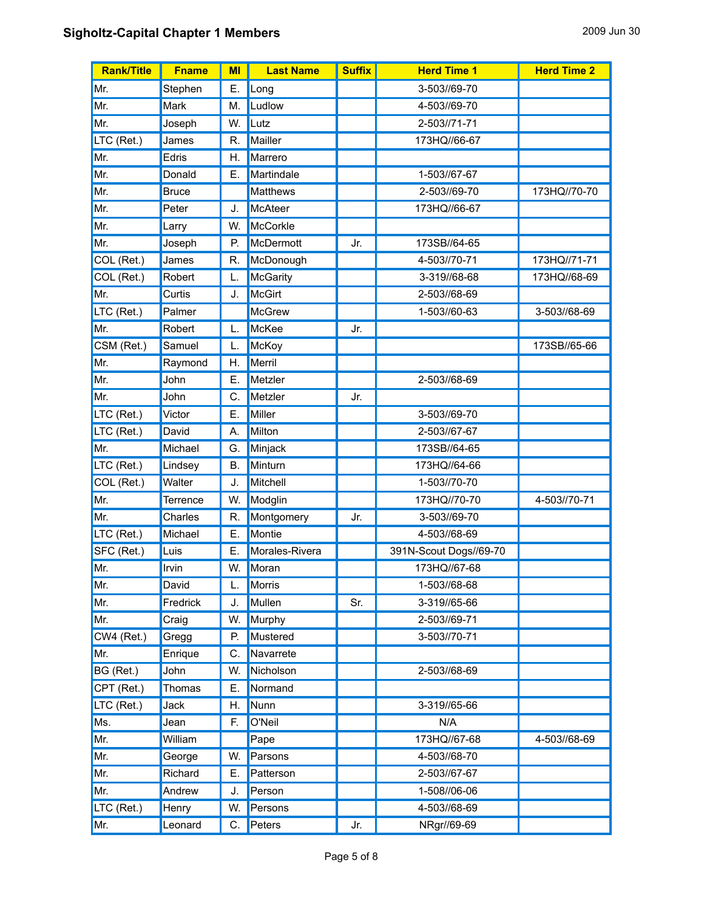## Sigholtz-Capital Chapter 1 Members

2009 Jun 30

| Rank/Title | Fname | MI | Last Name | Suffix | Herd Time 1 | Herd Time 2 |
|---|---|---|---|---|---|---|
| Mr. | Stephen | E. | Long | | 3-503//69-70 | |
| Mr. | Mark | M. | Ludlow | | 4-503//69-70 | |
| Mr. | Joseph | W. | Lutz | | 2-503//71-71 | |
| LTC (Ret.) | James | R. | Mailler | | 173HQ//66-67 | |
| Mr. | Edris | H. | Marrero | | | |
| Mr. | Donald | E. | Martindale | | 1-503//67-67 | |
| Mr. | Bruce | | Matthews | | 2-503//69-70 | 173HQ//70-70 |
| Mr. | Peter | J. | McAteer | | 173HQ//66-67 | |
| Mr. | Larry | W. | McCorkle | | | |
| Mr. | Joseph | P. | McDermott | Jr. | 173SB//64-65 | |
| COL (Ret.) | James | R. | McDonough | | 4-503//70-71 | 173HQ//71-71 |
| COL (Ret.) | Robert | L. | McGarity | | 3-319//68-68 | 173HQ//68-69 |
| Mr. | Curtis | J. | McGirt | | 2-503//68-69 | |
| LTC (Ret.) | Palmer | | McGrew | | 1-503//60-63 | 3-503//68-69 |
| Mr. | Robert | L. | McKee | Jr. | | |
| CSM (Ret.) | Samuel | L. | McKoy | | | 173SB//65-66 |
| Mr. | Raymond | H. | Merril | | | |
| Mr. | John | E. | Metzler | | 2-503//68-69 | |
| Mr. | John | C. | Metzler | Jr. | | |
| LTC (Ret.) | Victor | E. | Miller | | 3-503//69-70 | |
| LTC (Ret.) | David | A. | Milton | | 2-503//67-67 | |
| Mr. | Michael | G. | Minjack | | 173SB//64-65 | |
| LTC (Ret.) | Lindsey | B. | Minturn | | 173HQ//64-66 | |
| COL (Ret.) | Walter | J. | Mitchell | | 1-503//70-70 | |
| Mr. | Terrence | W. | Modglin | | 173HQ//70-70 | 4-503//70-71 |
| Mr. | Charles | R. | Montgomery | Jr. | 3-503//69-70 | |
| LTC (Ret.) | Michael | E. | Montie | | 4-503//68-69 | |
| SFC (Ret.) | Luis | E. | Morales-Rivera | | 391N-Scout Dogs//69-70 | |
| Mr. | Irvin | W. | Moran | | 173HQ//67-68 | |
| Mr. | David | L. | Morris | | 1-503//68-68 | |
| Mr. | Fredrick | J. | Mullen | Sr. | 3-319//65-66 | |
| Mr. | Craig | W. | Murphy | | 2-503//69-71 | |
| CW4 (Ret.) | Gregg | P. | Mustered | | 3-503//70-71 | |
| Mr. | Enrique | C. | Navarrete | | | |
| BG (Ret.) | John | W. | Nicholson | | 2-503//68-69 | |
| CPT (Ret.) | Thomas | E. | Normand | | | |
| LTC (Ret.) | Jack | H. | Nunn | | 3-319//65-66 | |
| Ms. | Jean | F. | O'Neil | | N/A | |
| Mr. | William | | Pape | | 173HQ//67-68 | 4-503//68-69 |
| Mr. | George | W. | Parsons | | 4-503//68-70 | |
| Mr. | Richard | E. | Patterson | | 2-503//67-67 | |
| Mr. | Andrew | J. | Person | | 1-508//06-06 | |
| LTC (Ret.) | Henry | W. | Persons | | 4-503//68-69 | |
| Mr. | Leonard | C. | Peters | Jr. | NRgr//69-69 | |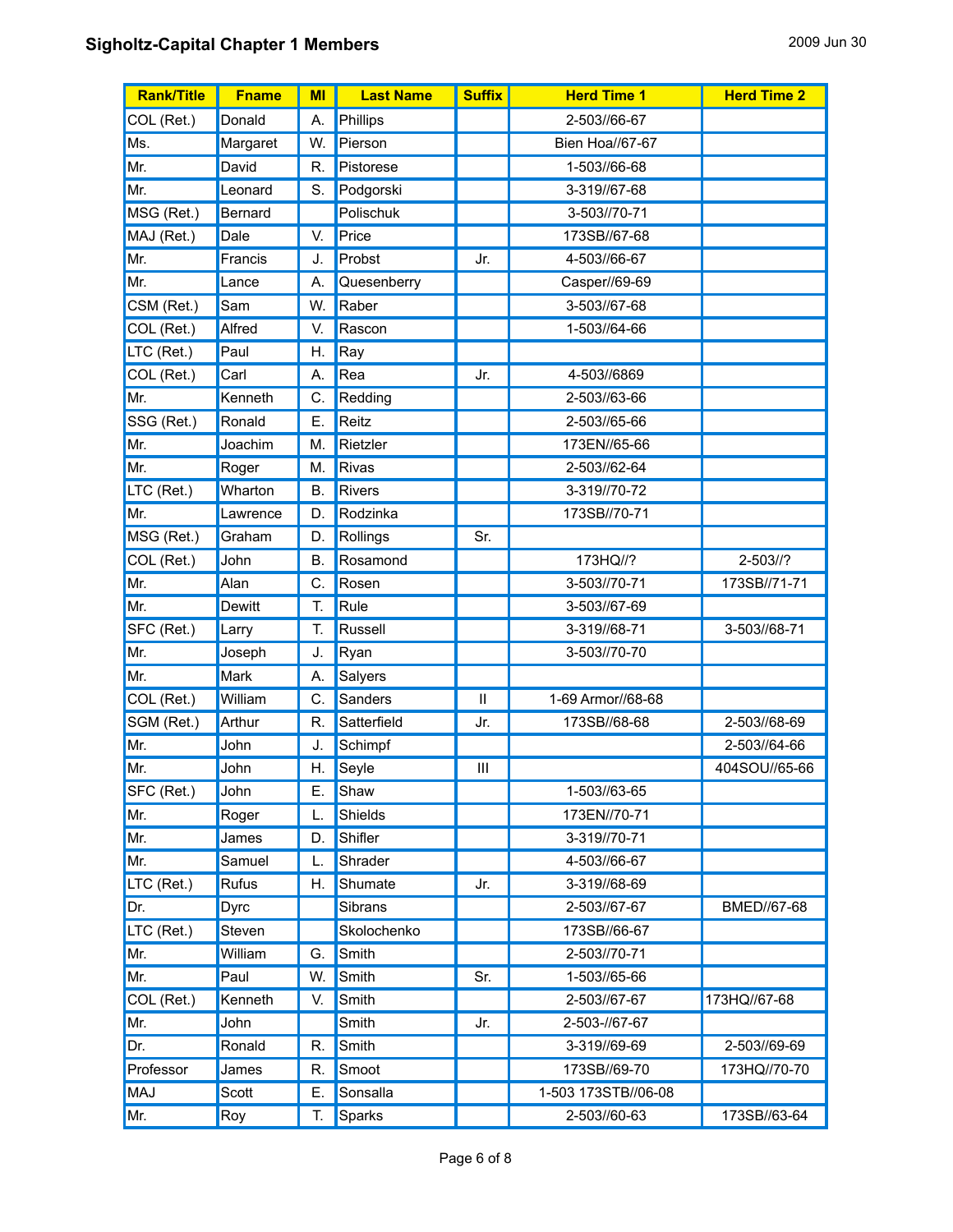**Sigholtz-Capital Chapter 1 Members**

2009 Jun 30

| Rank/Title | Fname | MI | Last Name | Suffix | Herd Time 1 | Herd Time 2 |
|---|---|---|---|---|---|---|
| COL (Ret.) | Donald | A. | Phillips | | 2-503//66-67 | |
| Ms. | Margaret | W. | Pierson | | Bien Hoa//67-67 | |
| Mr. | David | R. | Pistorese | | 1-503//66-68 | |
| Mr. | Leonard | S. | Podgorski | | 3-319//67-68 | |
| MSG (Ret.) | Bernard | | Polischuk | | 3-503//70-71 | |
| MAJ (Ret.) | Dale | V. | Price | | 173SB//67-68 | |
| Mr. | Francis | J. | Probst | Jr. | 4-503//66-67 | |
| Mr. | Lance | A. | Quesenberry | | Casper//69-69 | |
| CSM (Ret.) | Sam | W. | Raber | | 3-503//67-68 | |
| COL (Ret.) | Alfred | V. | Rascon | | 1-503//64-66 | |
| LTC (Ret.) | Paul | H. | Ray | | | |
| COL (Ret.) | Carl | A. | Rea | Jr. | 4-503//6869 | |
| Mr. | Kenneth | C. | Redding | | 2-503//63-66 | |
| SSG (Ret.) | Ronald | E. | Reitz | | 2-503//65-66 | |
| Mr. | Joachim | M. | Rietzler | | 173EN//65-66 | |
| Mr. | Roger | M. | Rivas | | 2-503//62-64 | |
| LTC (Ret.) | Wharton | B. | Rivers | | 3-319//70-72 | |
| Mr. | Lawrence | D. | Rodzinka | | 173SB//70-71 | |
| MSG (Ret.) | Graham | D. | Rollings | Sr. | | |
| COL (Ret.) | John | B. | Rosamond | | 173HQ//? | 2-503//? |
| Mr. | Alan | C. | Rosen | | 3-503//70-71 | 173SB//71-71 |
| Mr. | Dewitt | T. | Rule | | 3-503//67-69 | |
| SFC (Ret.) | Larry | T. | Russell | | 3-319//68-71 | 3-503//68-71 |
| Mr. | Joseph | J. | Ryan | | 3-503//70-70 | |
| Mr. | Mark | A. | Salyers | | | |
| COL (Ret.) | William | C. | Sanders | II | 1-69 Armor//68-68 | |
| SGM (Ret.) | Arthur | R. | Satterfield | Jr. | 173SB//68-68 | 2-503//68-69 |
| Mr. | John | J. | Schimpf | | | 2-503//64-66 |
| Mr. | John | H. | Seyle | III | | 404SOU//65-66 |
| SFC (Ret.) | John | E. | Shaw | | 1-503//63-65 | |
| Mr. | Roger | L. | Shields | | 173EN//70-71 | |
| Mr. | James | D. | Shifler | | 3-319//70-71 | |
| Mr. | Samuel | L. | Shrader | | 4-503//66-67 | |
| LTC (Ret.) | Rufus | H. | Shumate | Jr. | 3-319//68-69 | |
| Dr. | Dyrc | | Sibrans | | 2-503//67-67 | BMED//67-68 |
| LTC (Ret.) | Steven | | Skolochenko | | 173SB//66-67 | |
| Mr. | William | G. | Smith | | 2-503//70-71 | |
| Mr. | Paul | W. | Smith | Sr. | 1-503//65-66 | |
| COL (Ret.) | Kenneth | V. | Smith | | 2-503//67-67 | 173HQ//67-68 |
| Mr. | John | | Smith | Jr. | 2-503-//67-67 | |
| Dr. | Ronald | R. | Smith | | 3-319//69-69 | 2-503//69-69 |
| Professor | James | R. | Smoot | | 173SB//69-70 | 173HQ//70-70 |
| MAJ | Scott | E. | Sonsalla | | 1-503 173STB//06-08 | |
| Mr. | Roy | T. | Sparks | | 2-503//60-63 | 173SB//63-64 |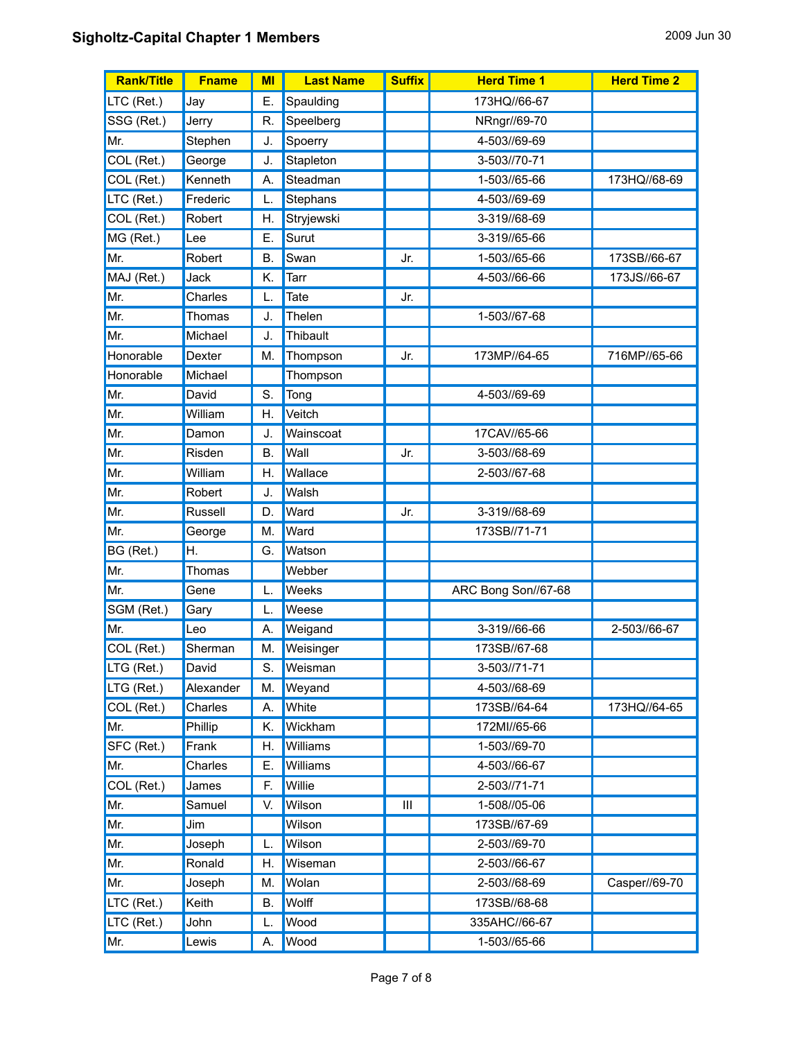## Sigholtz-Capital Chapter 1 Members

2009 Jun 30

| Rank/Title | Fname | MI | Last Name | Suffix | Herd Time 1 | Herd Time 2 |
|---|---|---|---|---|---|---|
| LTC (Ret.) | Jay | E. | Spaulding | | 173HQ//66-67 | |
| SSG (Ret.) | Jerry | R. | Speelberg | | NRngr//69-70 | |
| Mr. | Stephen | J. | Spoerry | | 4-503//69-69 | |
| COL (Ret.) | George | J. | Stapleton | | 3-503//70-71 | |
| COL (Ret.) | Kenneth | A. | Steadman | | 1-503//65-66 | 173HQ//68-69 |
| LTC (Ret.) | Frederic | L. | Stephans | | 4-503//69-69 | |
| COL (Ret.) | Robert | H. | Stryjewski | | 3-319//68-69 | |
| MG (Ret.) | Lee | E. | Surut | | 3-319//65-66 | |
| Mr. | Robert | B. | Swan | Jr. | 1-503//65-66 | 173SB//66-67 |
| MAJ (Ret.) | Jack | K. | Tarr | | 4-503//66-66 | 173JS//66-67 |
| Mr. | Charles | L. | Tate | Jr. | | |
| Mr. | Thomas | J. | Thelen | | 1-503//67-68 | |
| Mr. | Michael | J. | Thibault | | | |
| Honorable | Dexter | M. | Thompson | Jr. | 173MP//64-65 | 716MP//65-66 |
| Honorable | Michael | | Thompson | | | |
| Mr. | David | S. | Tong | | 4-503//69-69 | |
| Mr. | William | H. | Veitch | | | |
| Mr. | Damon | J. | Wainscoat | | 17CAV//65-66 | |
| Mr. | Risden | B. | Wall | Jr. | 3-503//68-69 | |
| Mr. | William | H. | Wallace | | 2-503//67-68 | |
| Mr. | Robert | J. | Walsh | | | |
| Mr. | Russell | D. | Ward | Jr. | 3-319//68-69 | |
| Mr. | George | M. | Ward | | 173SB//71-71 | |
| BG (Ret.) | H. | G. | Watson | | | |
| Mr. | Thomas | | Webber | | | |
| Mr. | Gene | L. | Weeks | | ARC Bong Son//67-68 | |
| SGM (Ret.) | Gary | L. | Weese | | | |
| Mr. | Leo | A. | Weigand | | 3-319//66-66 | 2-503//66-67 |
| COL (Ret.) | Sherman | M. | Weisinger | | 173SB//67-68 | |
| LTG (Ret.) | David | S. | Weisman | | 3-503//71-71 | |
| LTG (Ret.) | Alexander | M. | Weyand | | 4-503//68-69 | |
| COL (Ret.) | Charles | A. | White | | 173SB//64-64 | 173HQ//64-65 |
| Mr. | Phillip | K. | Wickham | | 172MI//65-66 | |
| SFC (Ret.) | Frank | H. | Williams | | 1-503//69-70 | |
| Mr. | Charles | E. | Williams | | 4-503//66-67 | |
| COL (Ret.) | James | F. | Willie | | 2-503//71-71 | |
| Mr. | Samuel | V. | Wilson | III | 1-508//05-06 | |
| Mr. | Jim | | Wilson | | 173SB//67-69 | |
| Mr. | Joseph | L. | Wilson | | 2-503//69-70 | |
| Mr. | Ronald | H. | Wiseman | | 2-503//66-67 | |
| Mr. | Joseph | M. | Wolan | | 2-503//68-69 | Casper//69-70 |
| LTC (Ret.) | Keith | B. | Wolff | | 173SB//68-68 | |
| LTC (Ret.) | John | L. | Wood | | 335AHC//66-67 | |
| Mr. | Lewis | A. | Wood | | 1-503//65-66 | |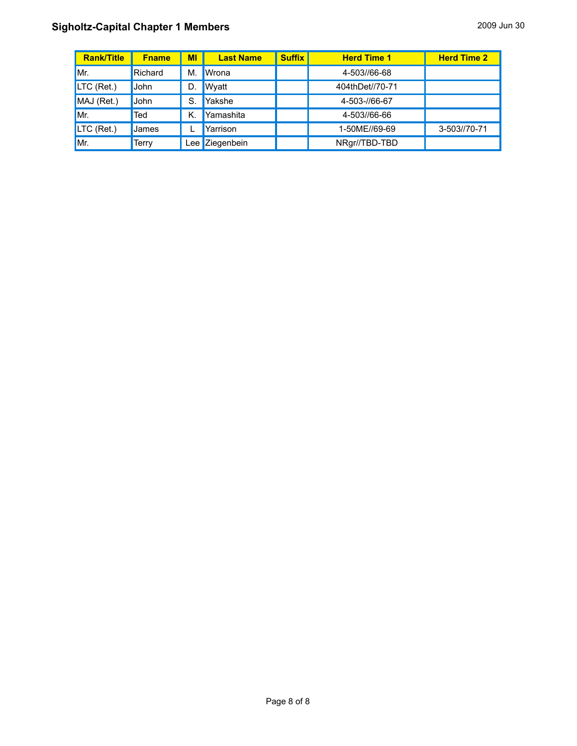# Sigholtz-Capital Chapter 1 Members

2009 Jun 30

| Rank/Title | Fname | MI | Last Name | Suffix | Herd Time 1 | Herd Time 2 |
|---|---|---|---|---|---|---|
| Mr. | Richard | M. | Wrona | | 4-503//66-68 | |
| LTC (Ret.) | John | D. | Wyatt | | 404thDet//70-71 | |
| MAJ (Ret.) | John | S. | Yakshe | | 4-503-//66-67 | |
| Mr. | Ted | K. | Yamashita | | 4-503//66-66 | |
| LTC (Ret.) | James | L | Yarrison | | 1-50ME//69-69 | 3-503//70-71 |
| Mr. | Terry | Lee | Ziegenbein | | NRgr//TBD-TBD | |